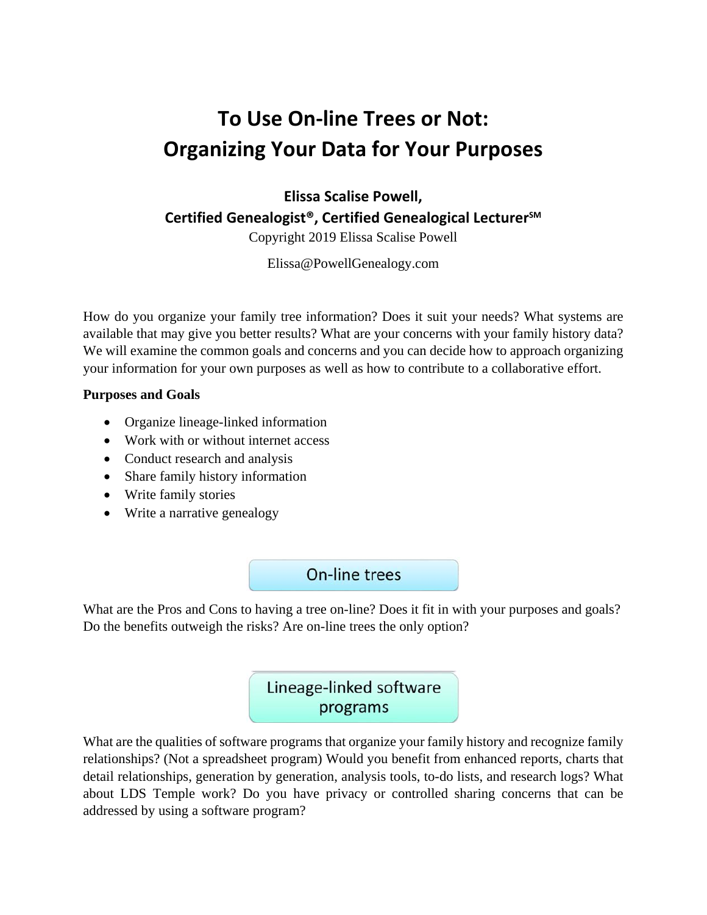# To Use On-line Trees or Not: Organizing Your Data for Your Purposes

**Elissa Scalise Powell,**
**Certified Genealogist®, Certified Genealogical Lecturer℠**

Copyright 2019 Elissa Scalise Powell

Elissa@PowellGenealogy.com

How do you organize your family tree information? Does it suit your needs? What systems are available that may give you better results? What are your concerns with your family history data? We will examine the common goals and concerns and you can decide how to approach organizing your information for your own purposes as well as how to contribute to a collaborative effort.

**Purposes and Goals**

- Organize lineage-linked information
- Work with or without internet access
- Conduct research and analysis
- Share family history information
- Write family stories
- Write a narrative genealogy

## On-line trees

What are the Pros and Cons to having a tree on-line? Does it fit in with your purposes and goals? Do the benefits outweigh the risks? Are on-line trees the only option?

## Lineage-linked software programs

What are the qualities of software programs that organize your family history and recognize family relationships? (Not a spreadsheet program) Would you benefit from enhanced reports, charts that detail relationships, generation by generation, analysis tools, to-do lists, and research logs? What about LDS Temple work? Do you have privacy or controlled sharing concerns that can be addressed by using a software program?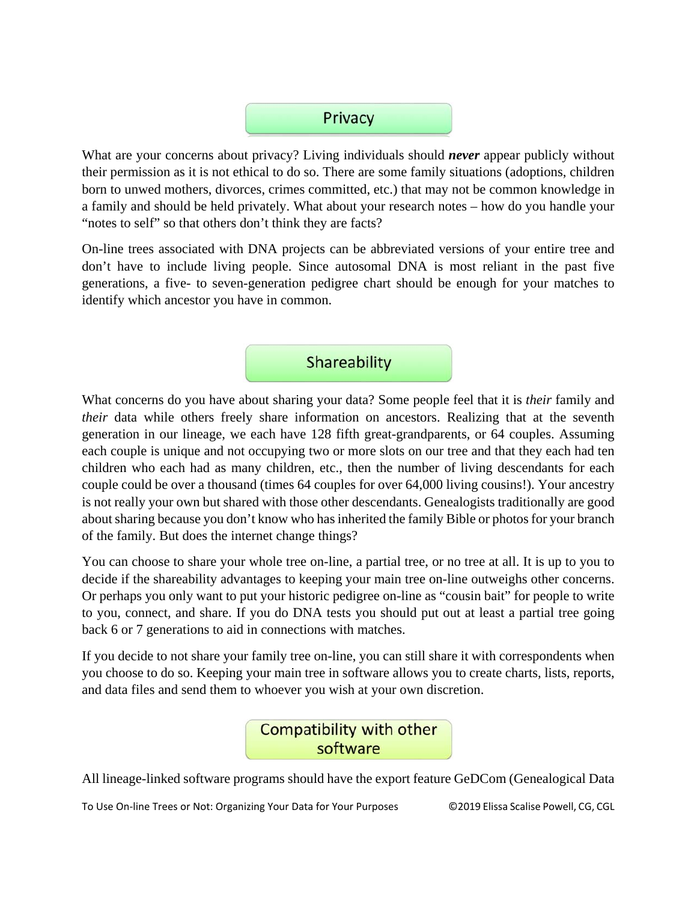## Privacy

What are your concerns about privacy? Living individuals should ***never*** appear publicly without their permission as it is not ethical to do so. There are some family situations (adoptions, children born to unwed mothers, divorces, crimes committed, etc.) that may not be common knowledge in a family and should be held privately. What about your research notes – how do you handle your "notes to self" so that others don't think they are facts?

On-line trees associated with DNA projects can be abbreviated versions of your entire tree and don't have to include living people. Since autosomal DNA is most reliant in the past five generations, a five- to seven-generation pedigree chart should be enough for your matches to identify which ancestor you have in common.

## Shareability

What concerns do you have about sharing your data? Some people feel that it is *their* family and *their* data while others freely share information on ancestors. Realizing that at the seventh generation in our lineage, we each have 128 fifth great-grandparents, or 64 couples. Assuming each couple is unique and not occupying two or more slots on our tree and that they each had ten children who each had as many children, etc., then the number of living descendants for each couple could be over a thousand (times 64 couples for over 64,000 living cousins!). Your ancestry is not really your own but shared with those other descendants. Genealogists traditionally are good about sharing because you don't know who has inherited the family Bible or photos for your branch of the family. But does the internet change things?

You can choose to share your whole tree on-line, a partial tree, or no tree at all. It is up to you to decide if the shareability advantages to keeping your main tree on-line outweighs other concerns. Or perhaps you only want to put your historic pedigree on-line as "cousin bait" for people to write to you, connect, and share. If you do DNA tests you should put out at least a partial tree going back 6 or 7 generations to aid in connections with matches.

If you decide to not share your family tree on-line, you can still share it with correspondents when you choose to do so. Keeping your main tree in software allows you to create charts, lists, reports, and data files and send them to whoever you wish at your own discretion.

## Compatibility with other software

All lineage-linked software programs should have the export feature GeDCom (Genealogical Data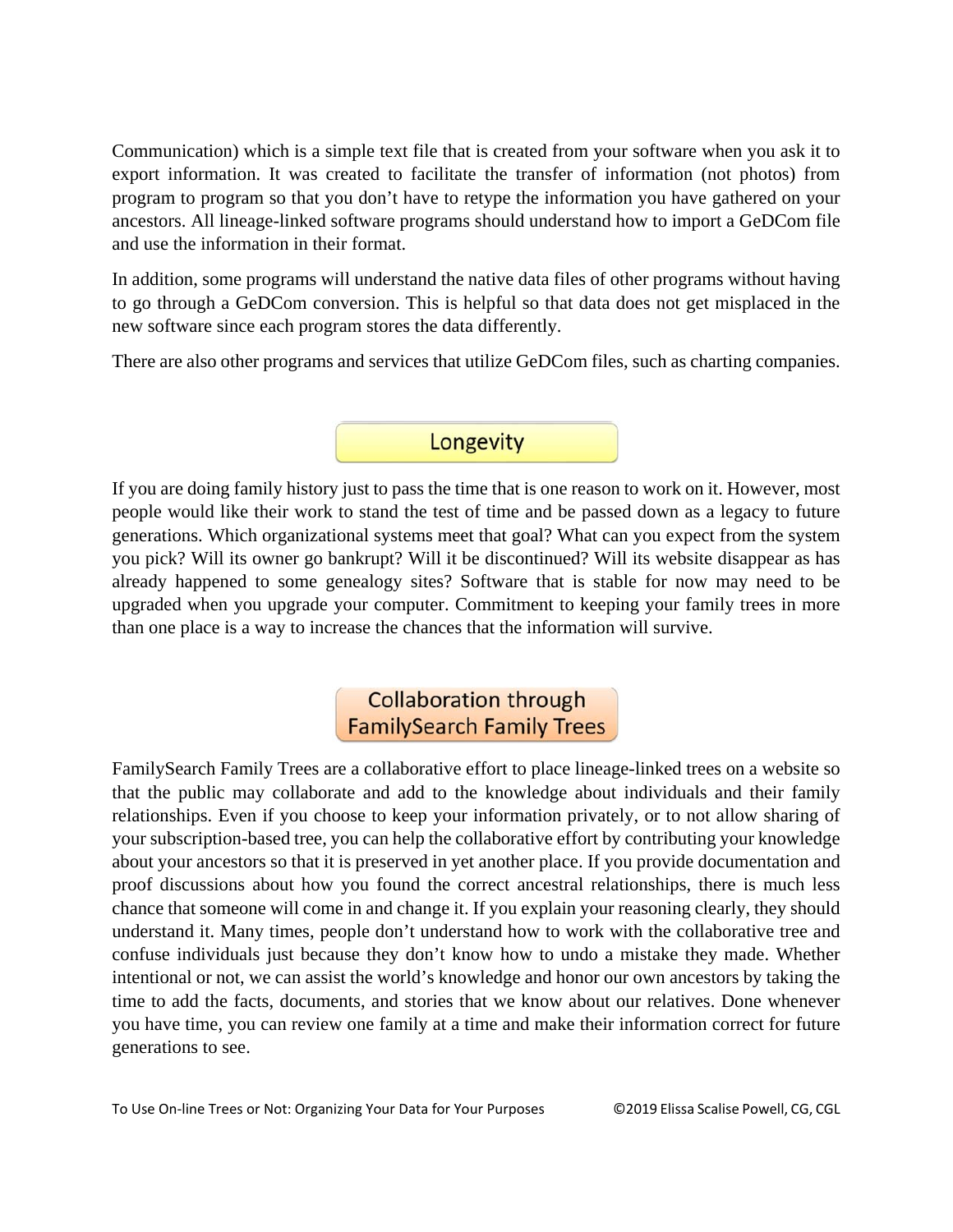Communication) which is a simple text file that is created from your software when you ask it to export information. It was created to facilitate the transfer of information (not photos) from program to program so that you don't have to retype the information you have gathered on your ancestors. All lineage-linked software programs should understand how to import a GeDCom file and use the information in their format.

In addition, some programs will understand the native data files of other programs without having to go through a GeDCom conversion. This is helpful so that data does not get misplaced in the new software since each program stores the data differently.

There are also other programs and services that utilize GeDCom files, such as charting companies.

## Longevity

If you are doing family history just to pass the time that is one reason to work on it. However, most people would like their work to stand the test of time and be passed down as a legacy to future generations. Which organizational systems meet that goal? What can you expect from the system you pick? Will its owner go bankrupt? Will it be discontinued? Will its website disappear as has already happened to some genealogy sites? Software that is stable for now may need to be upgraded when you upgrade your computer. Commitment to keeping your family trees in more than one place is a way to increase the chances that the information will survive.

## Collaboration through FamilySearch Family Trees

FamilySearch Family Trees are a collaborative effort to place lineage-linked trees on a website so that the public may collaborate and add to the knowledge about individuals and their family relationships. Even if you choose to keep your information privately, or to not allow sharing of your subscription-based tree, you can help the collaborative effort by contributing your knowledge about your ancestors so that it is preserved in yet another place. If you provide documentation and proof discussions about how you found the correct ancestral relationships, there is much less chance that someone will come in and change it. If you explain your reasoning clearly, they should understand it. Many times, people don't understand how to work with the collaborative tree and confuse individuals just because they don't know how to undo a mistake they made. Whether intentional or not, we can assist the world's knowledge and honor our own ancestors by taking the time to add the facts, documents, and stories that we know about our relatives. Done whenever you have time, you can review one family at a time and make their information correct for future generations to see.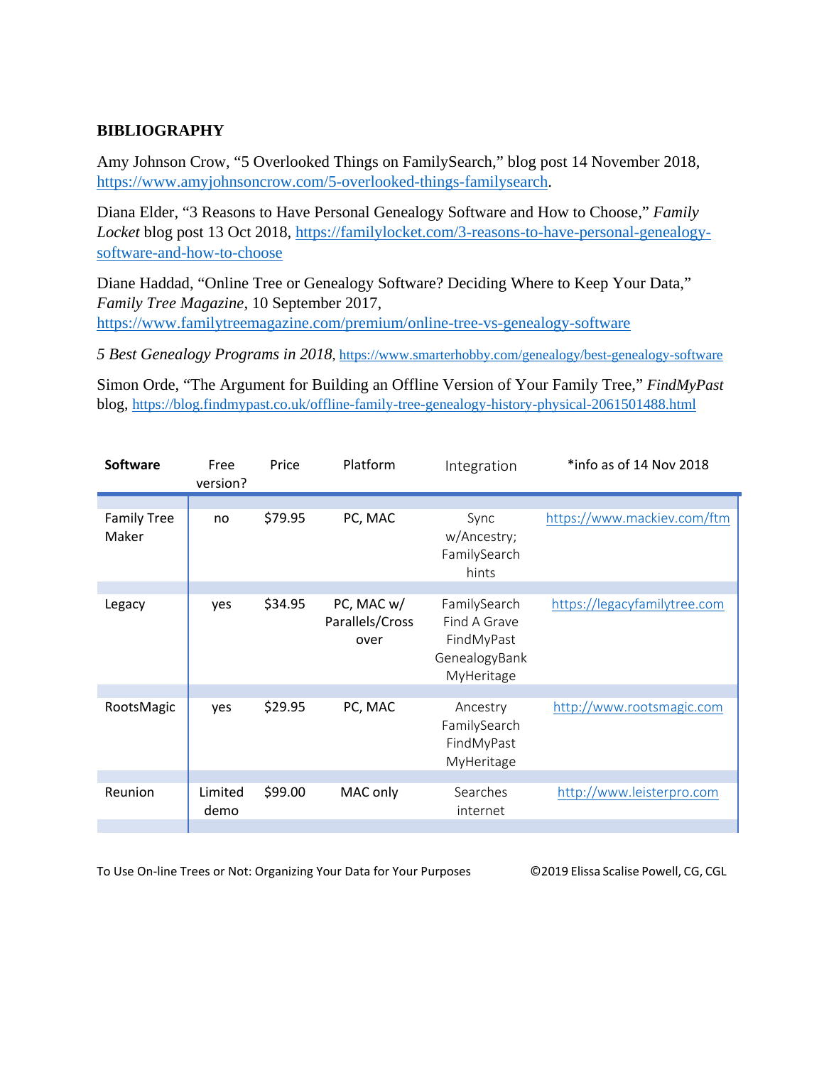## BIBLIOGRAPHY

Amy Johnson Crow, "5 Overlooked Things on FamilySearch," blog post 14 November 2018, https://www.amyjohnsoncrow.com/5-overlooked-things-familysearch.

Diana Elder, "3 Reasons to Have Personal Genealogy Software and How to Choose," *Family Locket* blog post 13 Oct 2018, https://familylocket.com/3-reasons-to-have-personal-genealogy-software-and-how-to-choose

Diane Haddad, "Online Tree or Genealogy Software? Deciding Where to Keep Your Data," *Family Tree Magazine*, 10 September 2017, https://www.familytreemagazine.com/premium/online-tree-vs-genealogy-software

*5 Best Genealogy Programs in 2018*, https://www.smarterhobby.com/genealogy/best-genealogy-software

Simon Orde, "The Argument for Building an Offline Version of Your Family Tree," *FindMyPast* blog, https://blog.findmypast.co.uk/offline-family-tree-genealogy-history-physical-2061501488.html

| **Software** | Free version? | Price | Platform | Integration | *info as of 14 Nov 2018 |
|---|---|---|---|---|---|
| Family Tree Maker | no | $79.95 | PC, MAC | Sync w/Ancestry; FamilySearch hints | https://www.mackiev.com/ftm |
| Legacy | yes | $34.95 | PC, MAC w/ Parallels/Cross over | FamilySearch Find A Grave FindMyPast GenealogyBank MyHeritage | https://legacyfamilytree.com |
| RootsMagic | yes | $29.95 | PC, MAC | Ancestry FamilySearch FindMyPast MyHeritage | http://www.rootsmagic.com |
| Reunion | Limited demo | $99.00 | MAC only | Searches internet | http://www.leisterpro.com |